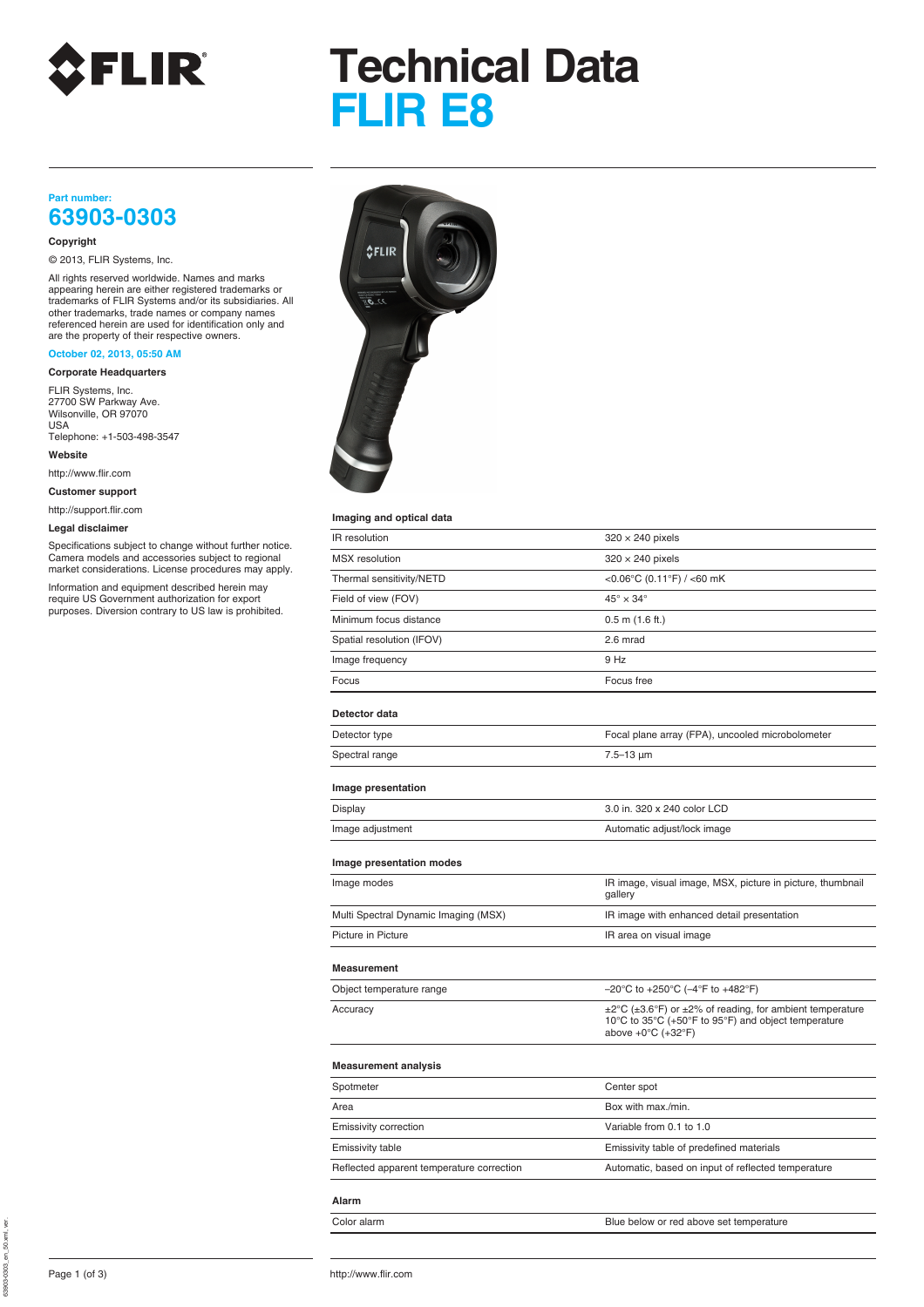# Technical Data
# FLIR E8

**Part number:**

## 63903-0303

**Copyright**

© 2013, FLIR Systems, Inc.

All rights reserved worldwide. Names and marks appearing herein are either registered trademarks or trademarks of FLIR Systems and/or its subsidiaries. All other trademarks, trade names or company names referenced herein are used for identification only and are the property of their respective owners.

**October 02, 2013, 05:50 AM**

**Corporate Headquarters**

FLIR Systems, Inc.
27700 SW Parkway Ave.
Wilsonville, OR 97070
USA
Telephone: +1-503-498-3547

**Website**

http://www.flir.com

**Customer support**

http://support.flir.com

**Legal disclaimer**

Specifications subject to change without further notice. Camera models and accessories subject to regional market considerations. License procedures may apply.

Information and equipment described herein may require US Government authorization for export purposes. Diversion contrary to US law is prohibited.

### Imaging and optical data

| | |
|---|---|
| IR resolution | 320 × 240 pixels |
| MSX resolution | 320 × 240 pixels |
| Thermal sensitivity/NETD | <0.06°C (0.11°F) / <60 mK |
| Field of view (FOV) | 45° × 34° |
| Minimum focus distance | 0.5 m (1.6 ft.) |
| Spatial resolution (IFOV) | 2.6 mrad |
| Image frequency | 9 Hz |
| Focus | Focus free |

### Detector data

| | |
|---|---|
| Detector type | Focal plane array (FPA), uncooled microbolometer |
| Spectral range | 7.5–13 µm |

### Image presentation

| | |
|---|---|
| Display | 3.0 in. 320 x 240 color LCD |
| Image adjustment | Automatic adjust/lock image |

### Image presentation modes

| | |
|---|---|
| Image modes | IR image, visual image, MSX, picture in picture, thumbnail gallery |
| Multi Spectral Dynamic Imaging (MSX) | IR image with enhanced detail presentation |
| Picture in Picture | IR area on visual image |

### Measurement

| | |
|---|---|
| Object temperature range | –20°C to +250°C (–4°F to +482°F) |
| Accuracy | ±2°C (±3.6°F) or ±2% of reading, for ambient temperature 10°C to 35°C (+50°F to 95°F) and object temperature above +0°C (+32°F) |

### Measurement analysis

| | |
|---|---|
| Spotmeter | Center spot |
| Area | Box with max./min. |
| Emissivity correction | Variable from 0.1 to 1.0 |
| Emissivity table | Emissivity table of predefined materials |
| Reflected apparent temperature correction | Automatic, based on input of reflected temperature |

### Alarm

| | |
|---|---|
| Color alarm | Blue below or red above set temperature |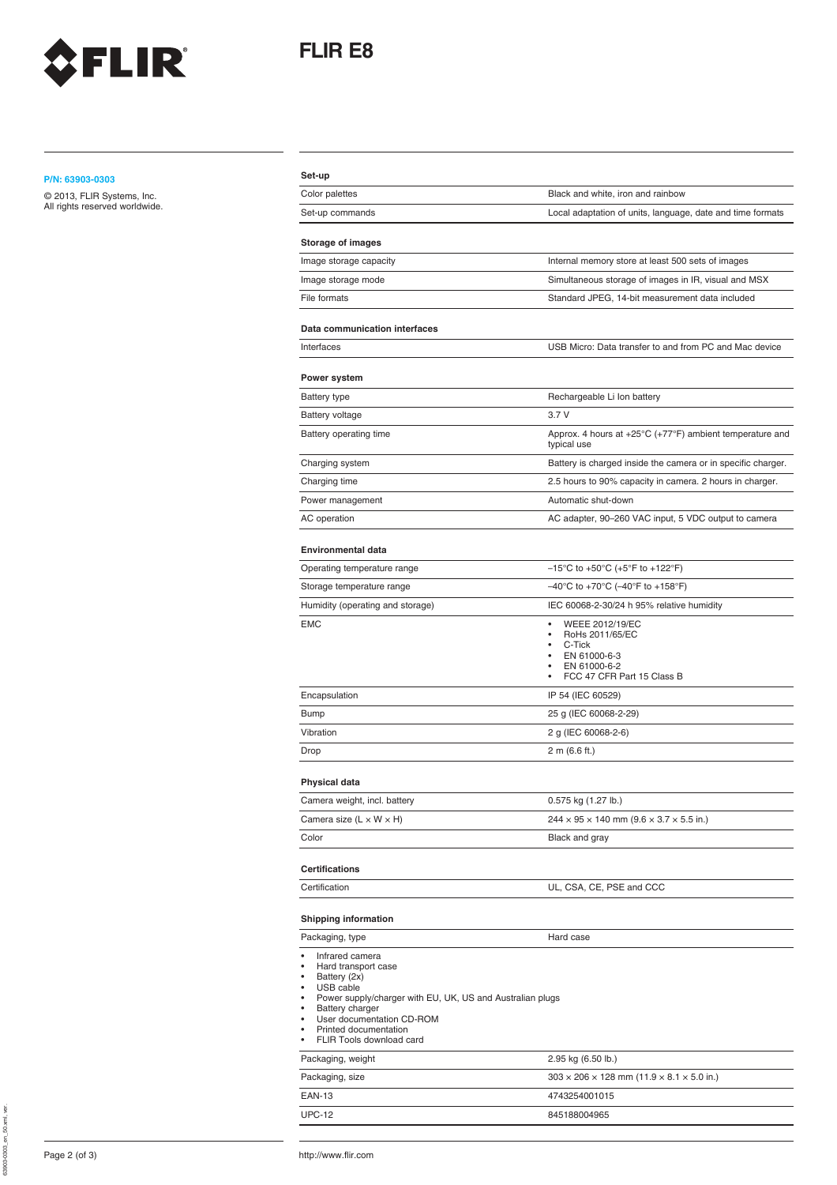# FLIR E8

**P/N: 63903-0303**

© 2013, FLIR Systems, Inc.
All rights reserved worldwide.

### Set-up

| | |
|---|---|
| Color palettes | Black and white, iron and rainbow |
| Set-up commands | Local adaptation of units, language, date and time formats |

### Storage of images

| | |
|---|---|
| Image storage capacity | Internal memory store at least 500 sets of images |
| Image storage mode | Simultaneous storage of images in IR, visual and MSX |
| File formats | Standard JPEG, 14-bit measurement data included |

### Data communication interfaces

| | |
|---|---|
| Interfaces | USB Micro: Data transfer to and from PC and Mac device |

### Power system

| | |
|---|---|
| Battery type | Rechargeable Li Ion battery |
| Battery voltage | 3.7 V |
| Battery operating time | Approx. 4 hours at +25°C (+77°F) ambient temperature and typical use |
| Charging system | Battery is charged inside the camera or in specific charger. |
| Charging time | 2.5 hours to 90% capacity in camera. 2 hours in charger. |
| Power management | Automatic shut-down |
| AC operation | AC adapter, 90–260 VAC input, 5 VDC output to camera |

### Environmental data

| | |
|---|---|
| Operating temperature range | –15°C to +50°C (+5°F to +122°F) |
| Storage temperature range | –40°C to +70°C (–40°F to +158°F) |
| Humidity (operating and storage) | IEC 60068-2-30/24 h 95% relative humidity |
| EMC | • WEEE 2012/19/EC<br>• RoHs 2011/65/EC<br>• C-Tick<br>• EN 61000-6-3<br>• EN 61000-6-2<br>• FCC 47 CFR Part 15 Class B |
| Encapsulation | IP 54 (IEC 60529) |
| Bump | 25 g (IEC 60068-2-29) |
| Vibration | 2 g (IEC 60068-2-6) |
| Drop | 2 m (6.6 ft.) |

### Physical data

| | |
|---|---|
| Camera weight, incl. battery | 0.575 kg (1.27 lb.) |
| Camera size (L × W × H) | 244 × 95 × 140 mm (9.6 × 3.7 × 5.5 in.) |
| Color | Black and gray |

### Certifications

| | |
|---|---|
| Certification | UL, CSA, CE, PSE and CCC |

### Shipping information

| | |
|---|---|
| Packaging, type | Hard case |

- Infrared camera
- Hard transport case
- Battery (2x)
- USB cable
- Power supply/charger with EU, UK, US and Australian plugs
- Battery charger
- User documentation CD-ROM
- Printed documentation
- FLIR Tools download card

| | |
|---|---|
| Packaging, weight | 2.95 kg (6.50 lb.) |
| Packaging, size | 303 × 206 × 128 mm (11.9 × 8.1 × 5.0 in.) |
| EAN-13 | 4743254001015 |
| UPC-12 | 845188004965 |

http://www.flir.com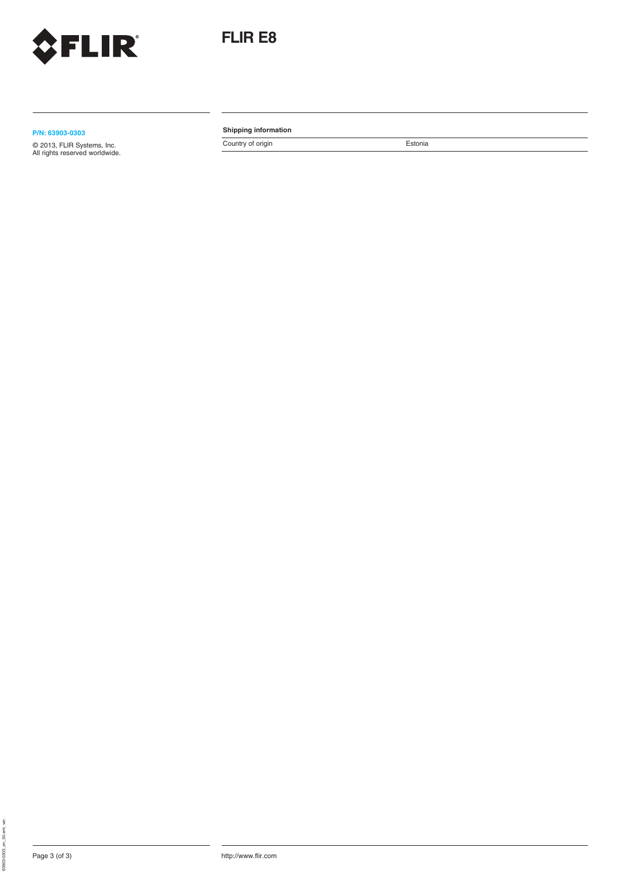# FLIR E8

**P/N: 63903-0303**

© 2013, FLIR Systems, Inc.
All rights reserved worldwide.

| Shipping information | |
|---|---|
| Country of origin | Estonia |

http://www.flir.com